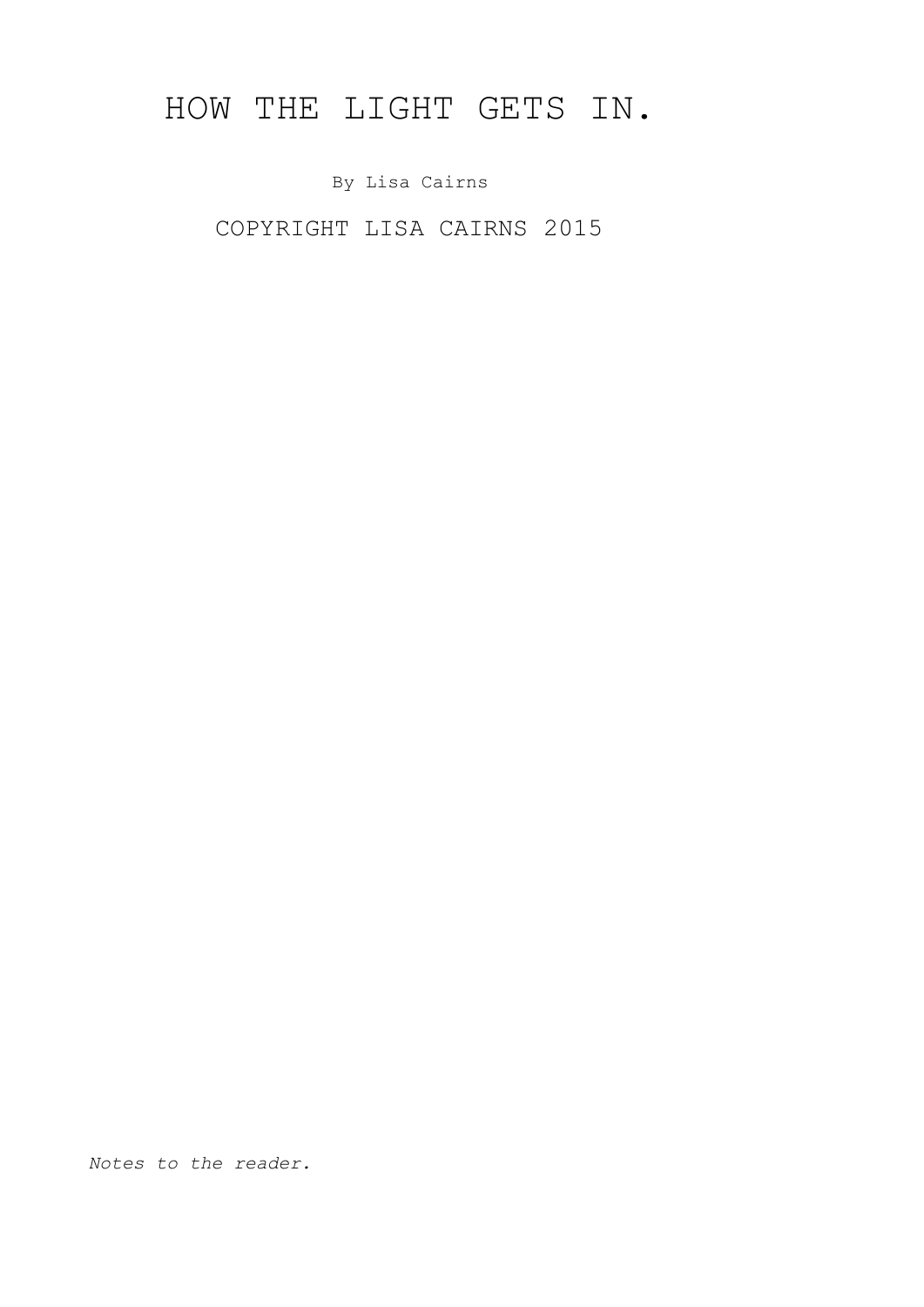# HOW THE LIGHT GETS IN.

By Lisa Cairns

COPYRIGHT LISA CAIRNS 2015

*Notes to the reader.*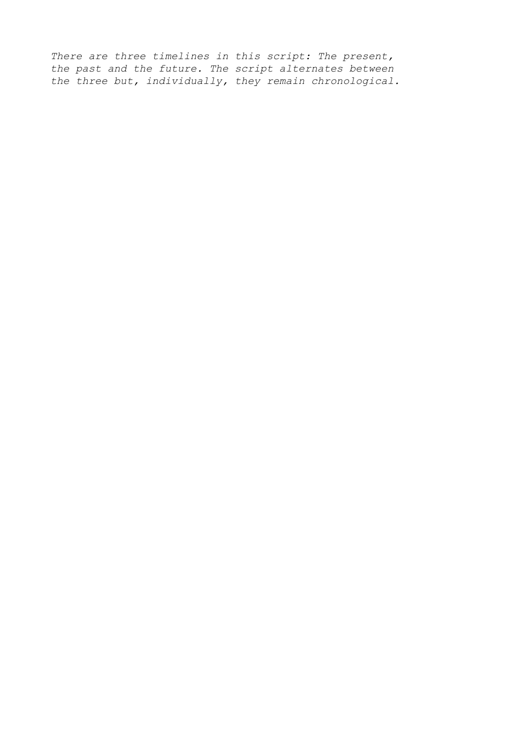*There are three timelines in this script: The present, the past and the future. The script alternates between the three but, individually, they remain chronological.*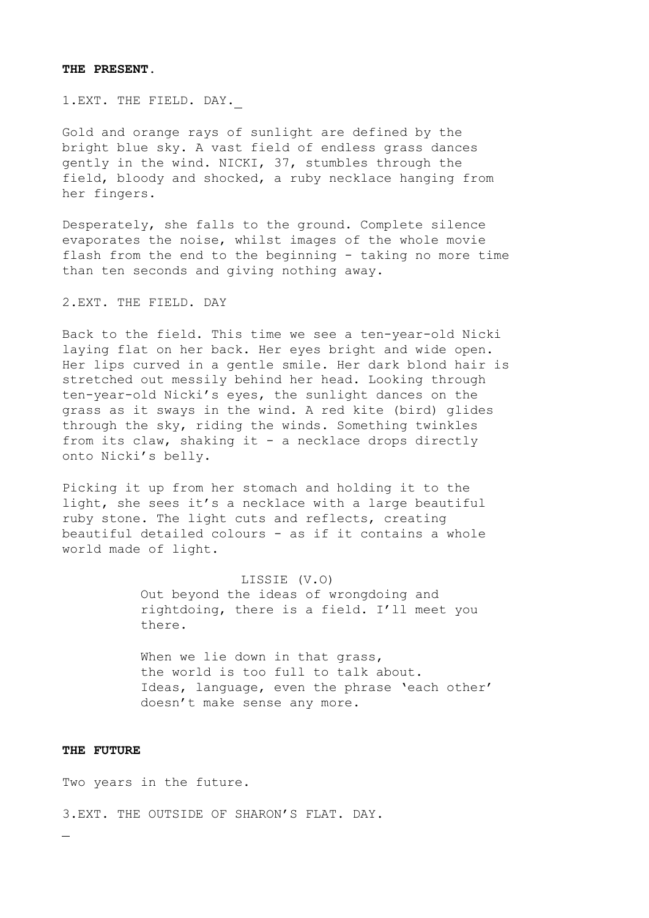**THE PRESENT.**

1.EXT. THE FIELD. DAY.

Gold and orange rays of sunlight are defined by the bright blue sky. A vast field of endless grass dances gently in the wind. NICKI, 37, stumbles through the field, bloody and shocked, a ruby necklace hanging from her fingers.

Desperately, she falls to the ground. Complete silence evaporates the noise, whilst images of the whole movie flash from the end to the beginning - taking no more time than ten seconds and giving nothing away.

2.EXT. THE FIELD. DAY

Back to the field. This time we see a ten-year-old Nicki laying flat on her back. Her eyes bright and wide open. Her lips curved in a gentle smile. Her dark blond hair is stretched out messily behind her head. Looking through ten-year-old Nicki's eyes, the sunlight dances on the grass as it sways in the wind. A red kite (bird) glides through the sky, riding the winds. Something twinkles from its claw, shaking it - a necklace drops directly onto Nicki's belly.

Picking it up from her stomach and holding it to the light, she sees it's a necklace with a large beautiful ruby stone. The light cuts and reflects, creating beautiful detailed colours - as if it contains a whole world made of light.

LISSIE (V.O)

Out beyond the ideas of wrongdoing and rightdoing, there is a field. I'll meet you there.

When we lie down in that grass,
the world is too full to talk about.
Ideas, language, even the phrase 'each other'
doesn't make sense any more.

**THE FUTURE**

Two years in the future.

3.EXT. THE OUTSIDE OF SHARON'S FLAT. DAY.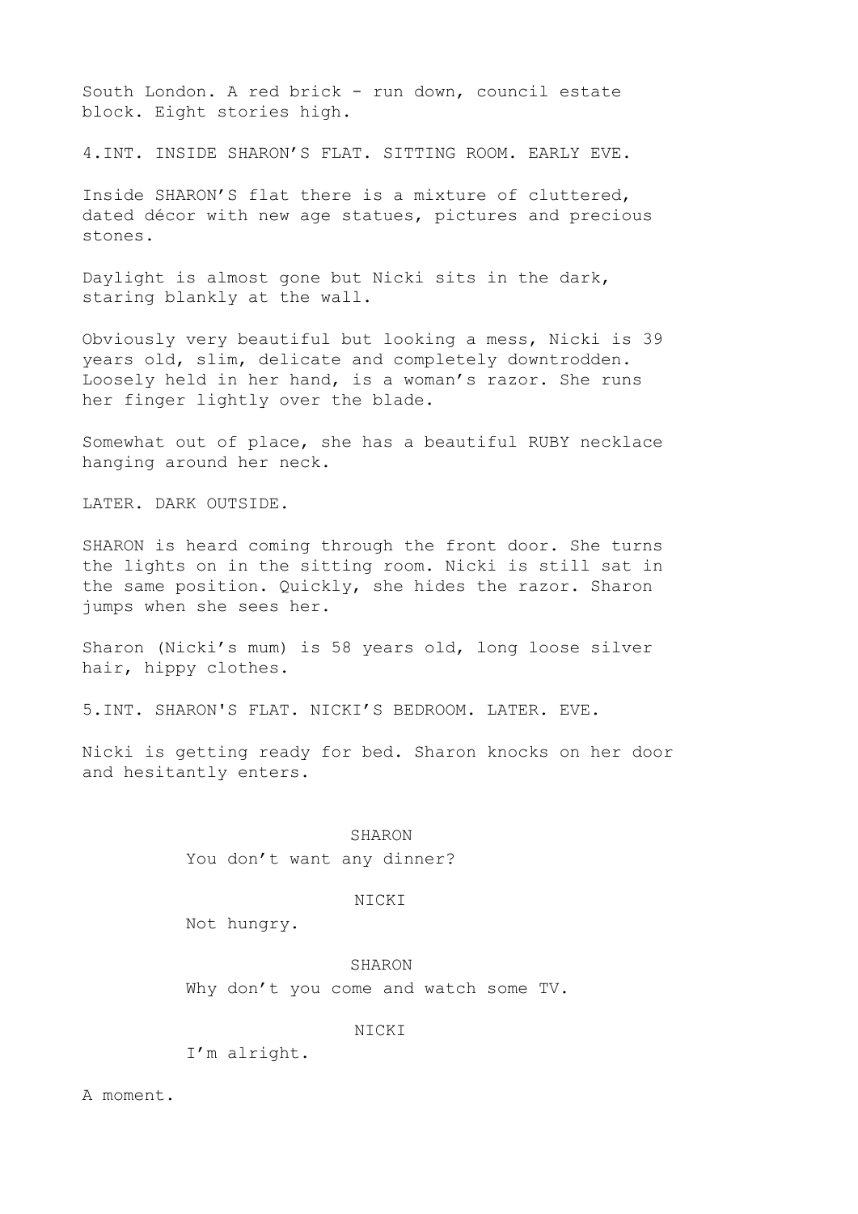South London. A red brick - run down, council estate block. Eight stories high.

4.INT. INSIDE SHARON’S FLAT. SITTING ROOM. EARLY EVE.

Inside SHARON’S flat there is a mixture of cluttered, dated décor with new age statues, pictures and precious stones.

Daylight is almost gone but Nicki sits in the dark, staring blankly at the wall.

Obviously very beautiful but looking a mess, Nicki is 39 years old, slim, delicate and completely downtrodden. Loosely held in her hand, is a woman’s razor. She runs her finger lightly over the blade.

Somewhat out of place, she has a beautiful RUBY necklace hanging around her neck.

LATER. DARK OUTSIDE.

SHARON is heard coming through the front door. She turns the lights on in the sitting room. Nicki is still sat in the same position. Quickly, she hides the razor. Sharon jumps when she sees her.

Sharon (Nicki’s mum) is 58 years old, long loose silver hair, hippy clothes.

5.INT. SHARON'S FLAT. NICKI’S BEDROOM. LATER. EVE.

Nicki is getting ready for bed. Sharon knocks on her door and hesitantly enters.

SHARON

You don’t want any dinner?

NICKI

Not hungry.

SHARON

Why don’t you come and watch some TV.

NICKI

I’m alright.

A moment.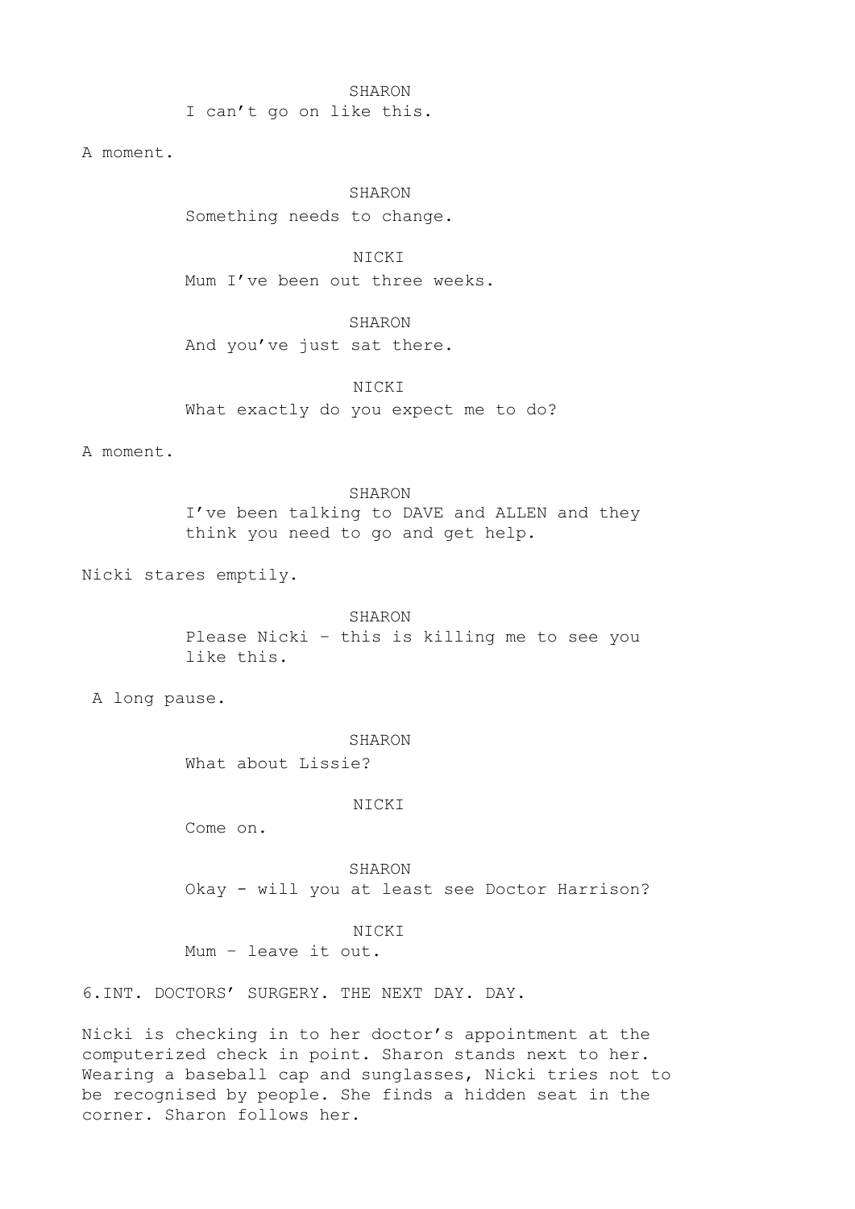SHARON

I can't go on like this.

A moment.

SHARON

Something needs to change.

NICKI

Mum I've been out three weeks.

SHARON

And you've just sat there.

NICKI

What exactly do you expect me to do?

A moment.

SHARON

I've been talking to DAVE and ALLEN and they think you need to go and get help.

Nicki stares emptily.

SHARON

Please Nicki – this is killing me to see you like this.

A long pause.

SHARON

What about Lissie?

NICKI

Come on.

SHARON

Okay - will you at least see Doctor Harrison?

NICKI

Mum – leave it out.

6.INT. DOCTORS' SURGERY. THE NEXT DAY. DAY.

Nicki is checking in to her doctor's appointment at the computerized check in point. Sharon stands next to her. Wearing a baseball cap and sunglasses, Nicki tries not to be recognised by people. She finds a hidden seat in the corner. Sharon follows her.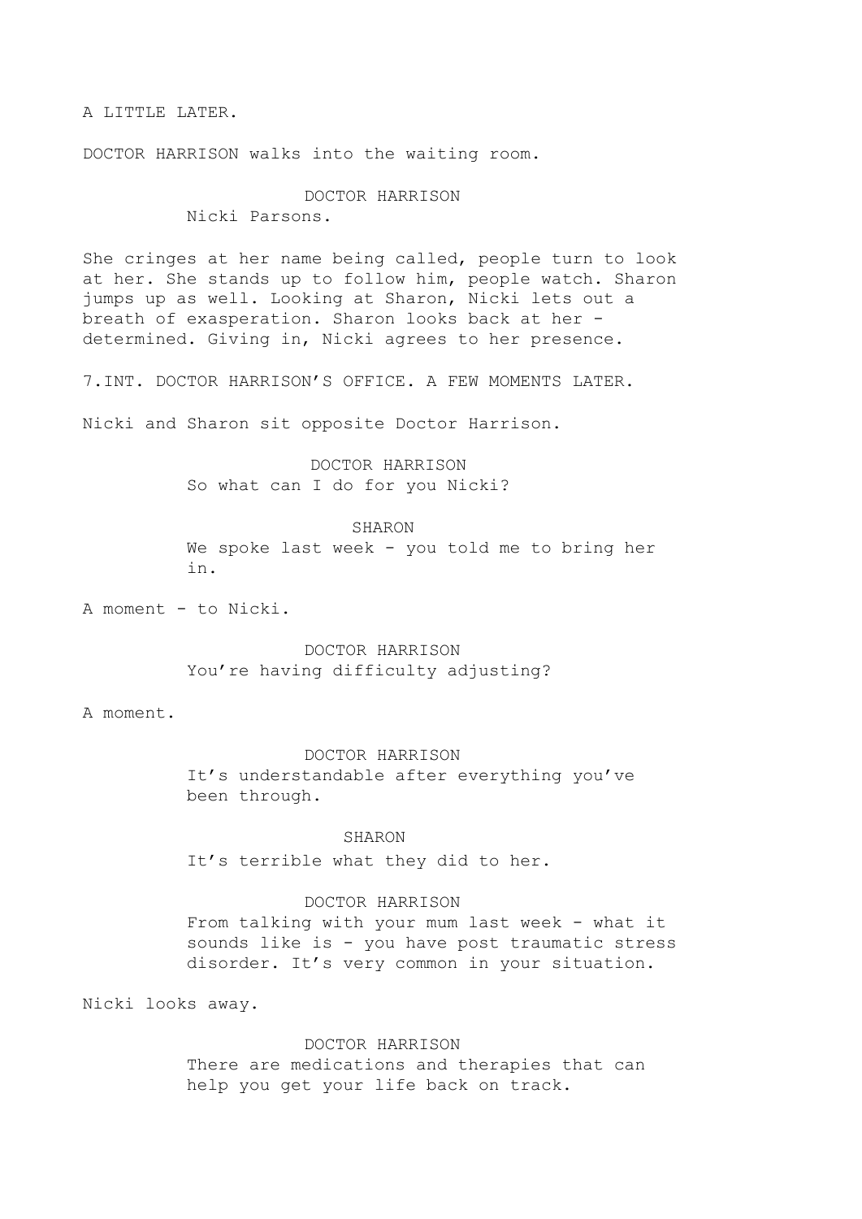A LITTLE LATER.

DOCTOR HARRISON walks into the waiting room.

DOCTOR HARRISON
Nicki Parsons.

She cringes at her name being called, people turn to look at her. She stands up to follow him, people watch. Sharon jumps up as well. Looking at Sharon, Nicki lets out a breath of exasperation. Sharon looks back at her - determined. Giving in, Nicki agrees to her presence.

7.INT. DOCTOR HARRISON'S OFFICE. A FEW MOMENTS LATER.

Nicki and Sharon sit opposite Doctor Harrison.

DOCTOR HARRISON
So what can I do for you Nicki?

SHARON
We spoke last week - you told me to bring her in.

A moment - to Nicki.

DOCTOR HARRISON
You're having difficulty adjusting?

A moment.

DOCTOR HARRISON
It's understandable after everything you've been through.

SHARON
It's terrible what they did to her.

DOCTOR HARRISON
From talking with your mum last week - what it sounds like is - you have post traumatic stress disorder. It's very common in your situation.

Nicki looks away.

DOCTOR HARRISON
There are medications and therapies that can help you get your life back on track.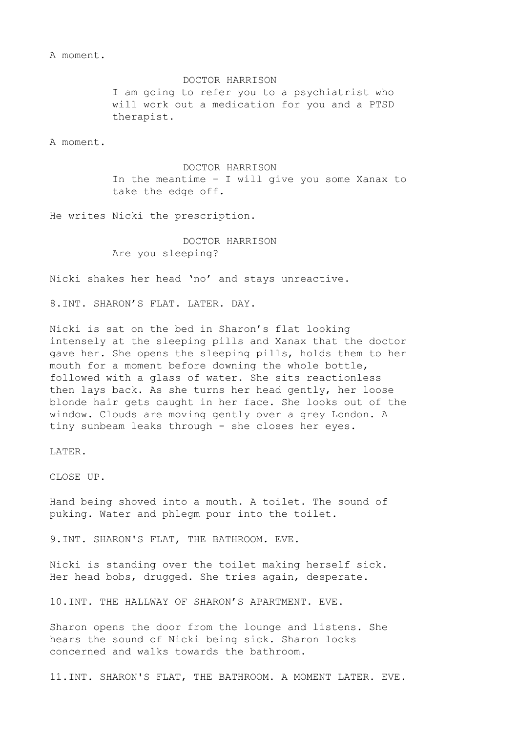A moment.

DOCTOR HARRISON
I am going to refer you to a psychiatrist who will work out a medication for you and a PTSD therapist.

A moment.

DOCTOR HARRISON
In the meantime – I will give you some Xanax to take the edge off.

He writes Nicki the prescription.

DOCTOR HARRISON
Are you sleeping?

Nicki shakes her head 'no' and stays unreactive.

8.INT. SHARON'S FLAT. LATER. DAY.

Nicki is sat on the bed in Sharon's flat looking intensely at the sleeping pills and Xanax that the doctor gave her. She opens the sleeping pills, holds them to her mouth for a moment before downing the whole bottle, followed with a glass of water. She sits reactionless then lays back. As she turns her head gently, her loose blonde hair gets caught in her face. She looks out of the window. Clouds are moving gently over a grey London. A tiny sunbeam leaks through - she closes her eyes.

LATER.

CLOSE UP.

Hand being shoved into a mouth. A toilet. The sound of puking. Water and phlegm pour into the toilet.

9.INT. SHARON'S FLAT, THE BATHROOM. EVE.

Nicki is standing over the toilet making herself sick. Her head bobs, drugged. She tries again, desperate.

10.INT. THE HALLWAY OF SHARON'S APARTMENT. EVE.

Sharon opens the door from the lounge and listens. She hears the sound of Nicki being sick. Sharon looks concerned and walks towards the bathroom.

11.INT. SHARON'S FLAT, THE BATHROOM. A MOMENT LATER. EVE.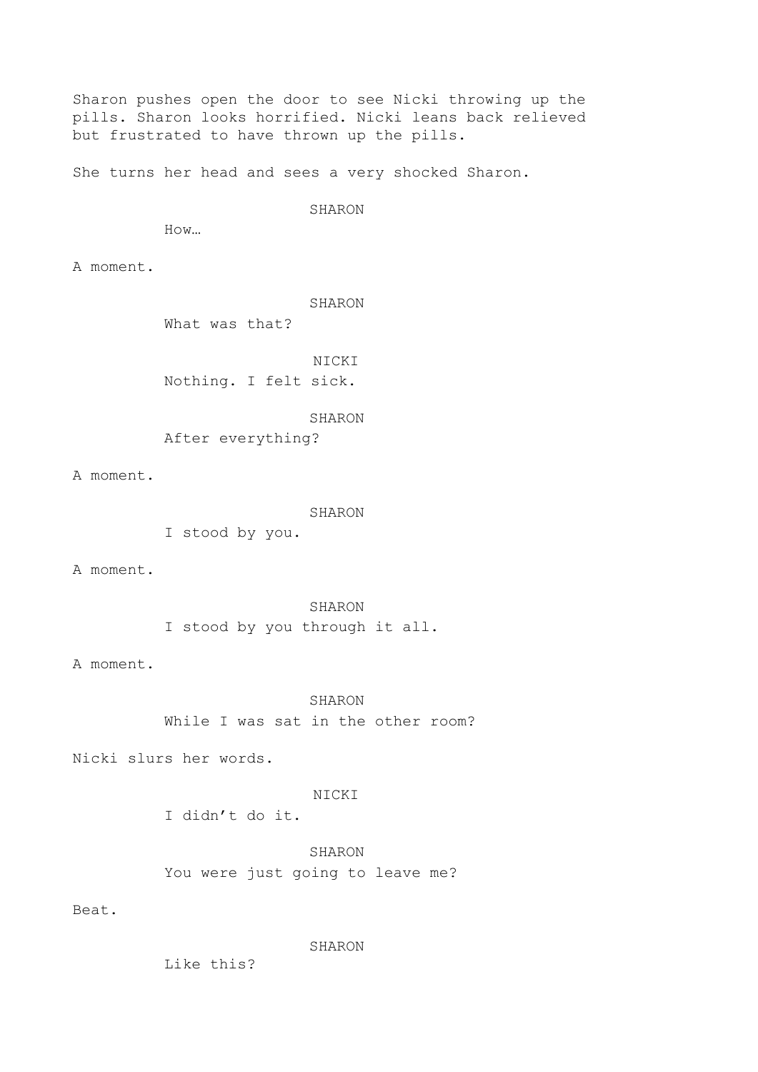Sharon pushes open the door to see Nicki throwing up the pills. Sharon looks horrified. Nicki leans back relieved but frustrated to have thrown up the pills.

She turns her head and sees a very shocked Sharon.

SHARON

How…

A moment.

SHARON

What was that?

NICKI

Nothing. I felt sick.

SHARON

After everything?

A moment.

SHARON

I stood by you.

A moment.

SHARON

I stood by you through it all.

A moment.

SHARON

While I was sat in the other room?

Nicki slurs her words.

NICKI

I didn't do it.

SHARON

You were just going to leave me?

Beat.

SHARON

Like this?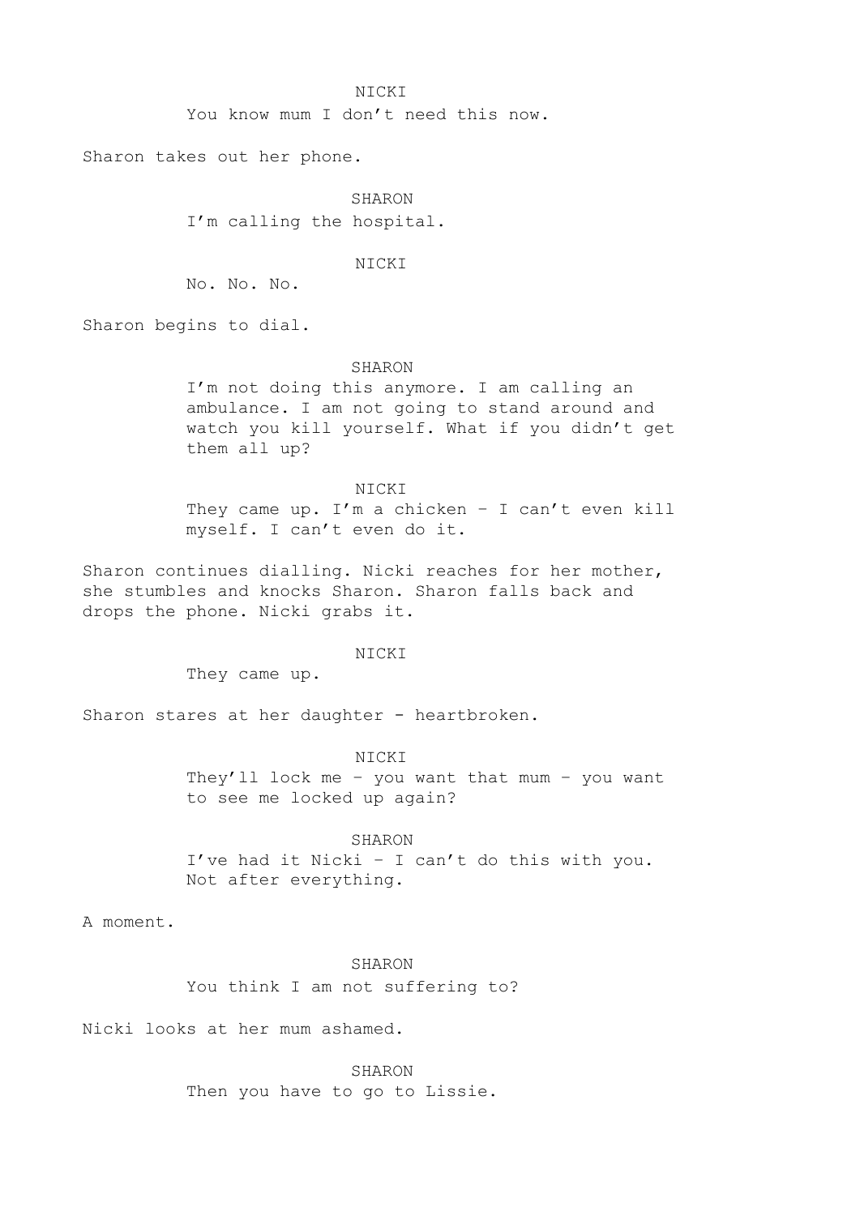NICKI

You know mum I don't need this now.

Sharon takes out her phone.

SHARON

I'm calling the hospital.

NICKI

No. No. No.

Sharon begins to dial.

SHARON

I'm not doing this anymore. I am calling an ambulance. I am not going to stand around and watch you kill yourself. What if you didn't get them all up?

NICKI

They came up. I'm a chicken – I can't even kill myself. I can't even do it.

Sharon continues dialling. Nicki reaches for her mother, she stumbles and knocks Sharon. Sharon falls back and drops the phone. Nicki grabs it.

NICKI

They came up.

Sharon stares at her daughter - heartbroken.

NICKI

They'll lock me – you want that mum – you want to see me locked up again?

SHARON

I've had it Nicki – I can't do this with you. Not after everything.

A moment.

SHARON

You think I am not suffering to?

Nicki looks at her mum ashamed.

SHARON

Then you have to go to Lissie.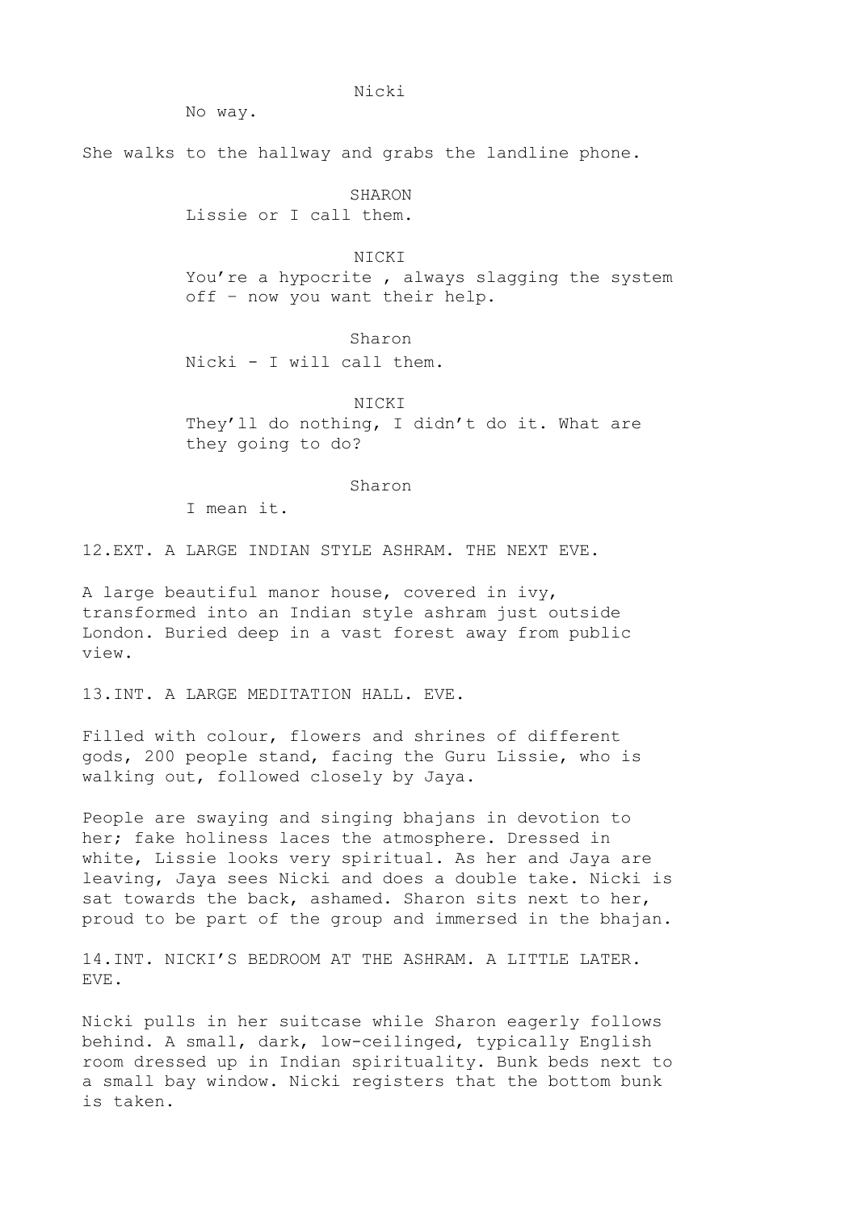Nicki

No way.

She walks to the hallway and grabs the landline phone.

SHARON

Lissie or I call them.

NICKI

You're a hypocrite , always slagging the system off – now you want their help.

Sharon

Nicki - I will call them.

NICKI

They'll do nothing, I didn't do it. What are they going to do?

Sharon

I mean it.

12.EXT. A LARGE INDIAN STYLE ASHRAM. THE NEXT EVE.

A large beautiful manor house, covered in ivy, transformed into an Indian style ashram just outside London. Buried deep in a vast forest away from public view.

13.INT. A LARGE MEDITATION HALL. EVE.

Filled with colour, flowers and shrines of different gods, 200 people stand, facing the Guru Lissie, who is walking out, followed closely by Jaya.

People are swaying and singing bhajans in devotion to her; fake holiness laces the atmosphere. Dressed in white, Lissie looks very spiritual. As her and Jaya are leaving, Jaya sees Nicki and does a double take. Nicki is sat towards the back, ashamed. Sharon sits next to her, proud to be part of the group and immersed in the bhajan.

14.INT. NICKI'S BEDROOM AT THE ASHRAM. A LITTLE LATER. EVE.

Nicki pulls in her suitcase while Sharon eagerly follows behind. A small, dark, low-ceilinged, typically English room dressed up in Indian spirituality. Bunk beds next to a small bay window. Nicki registers that the bottom bunk is taken.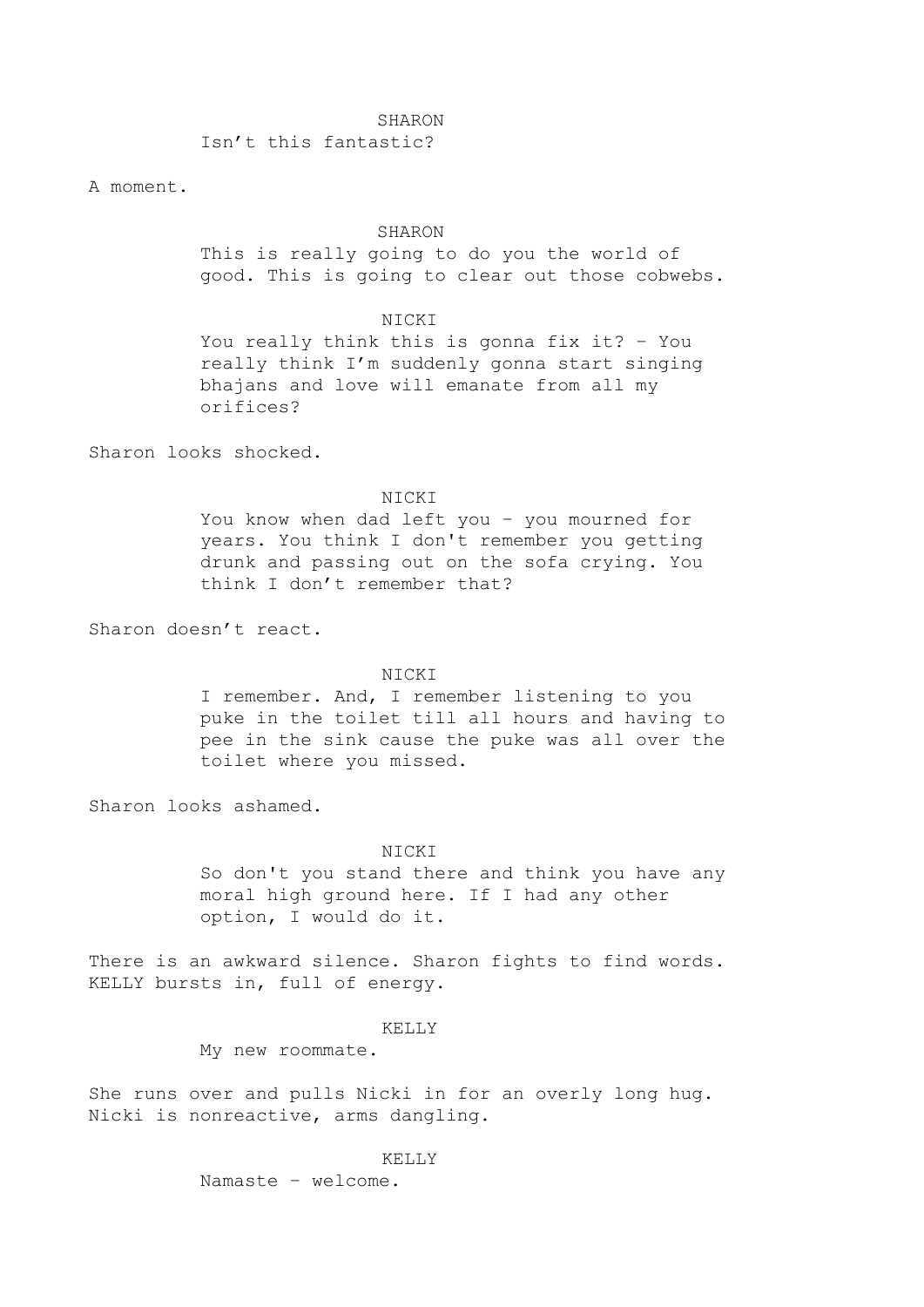SHARON
Isn't this fantastic?

A moment.

SHARON
This is really going to do you the world of good. This is going to clear out those cobwebs.

NICKI
You really think this is gonna fix it? – You really think I'm suddenly gonna start singing bhajans and love will emanate from all my orifices?

Sharon looks shocked.

NICKI
You know when dad left you – you mourned for years. You think I don't remember you getting drunk and passing out on the sofa crying. You think I don't remember that?

Sharon doesn't react.

NICKI
I remember. And, I remember listening to you puke in the toilet till all hours and having to pee in the sink cause the puke was all over the toilet where you missed.

Sharon looks ashamed.

NICKI
So don't you stand there and think you have any moral high ground here. If I had any other option, I would do it.

There is an awkward silence. Sharon fights to find words. KELLY bursts in, full of energy.

KELLY
My new roommate.

She runs over and pulls Nicki in for an overly long hug. Nicki is nonreactive, arms dangling.

KELLY
Namaste – welcome.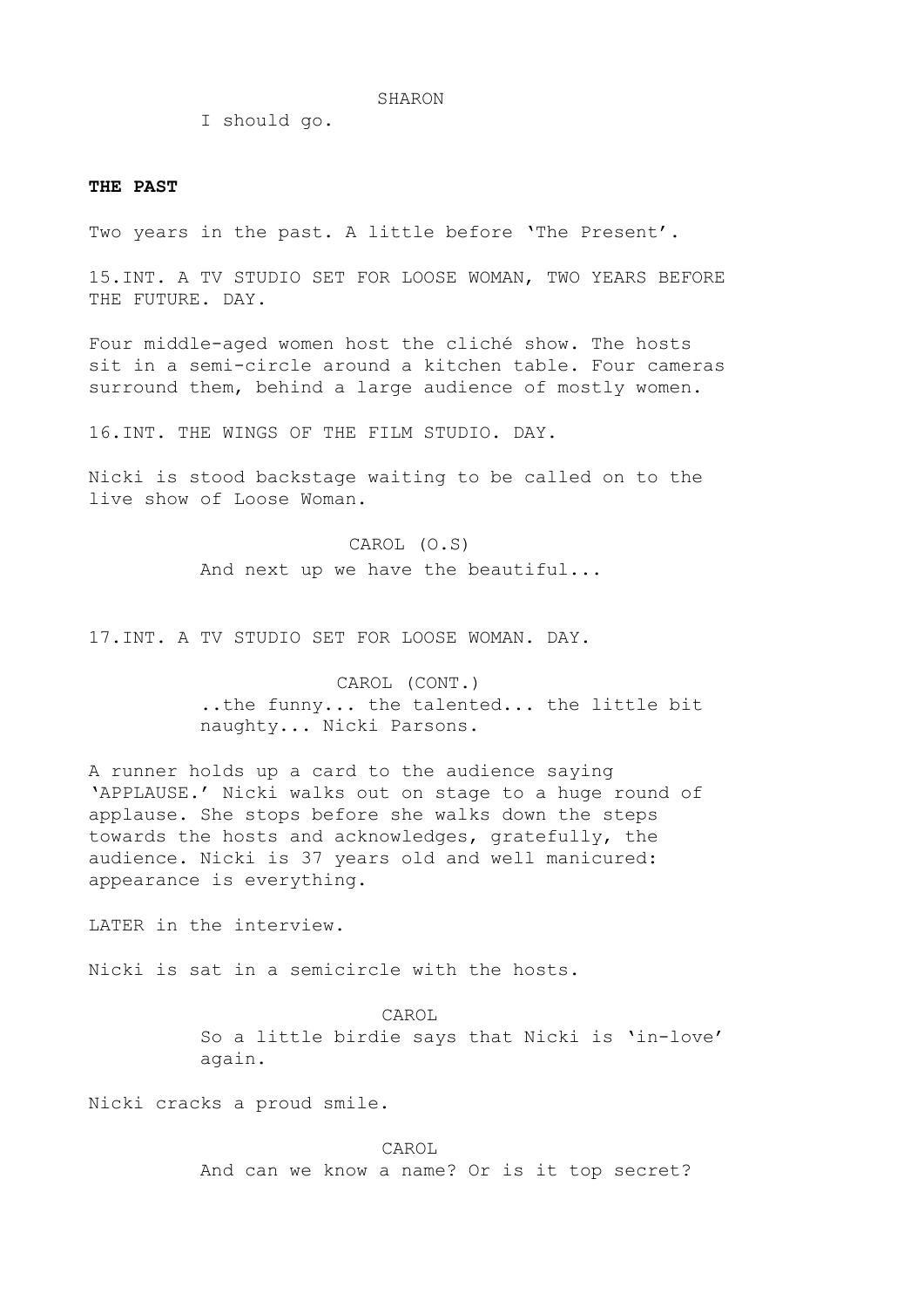SHARON

I should go.

**THE PAST**

Two years in the past. A little before 'The Present'.

15.INT. A TV STUDIO SET FOR LOOSE WOMAN, TWO YEARS BEFORE THE FUTURE. DAY.

Four middle-aged women host the cliché show. The hosts sit in a semi-circle around a kitchen table. Four cameras surround them, behind a large audience of mostly women.

16.INT. THE WINGS OF THE FILM STUDIO. DAY.

Nicki is stood backstage waiting to be called on to the live show of Loose Woman.

CAROL (O.S)

And next up we have the beautiful...

17.INT. A TV STUDIO SET FOR LOOSE WOMAN. DAY.

CAROL (CONT.)

..the funny... the talented... the little bit naughty... Nicki Parsons.

A runner holds up a card to the audience saying 'APPLAUSE.' Nicki walks out on stage to a huge round of applause. She stops before she walks down the steps towards the hosts and acknowledges, gratefully, the audience. Nicki is 37 years old and well manicured: appearance is everything.

LATER in the interview.

Nicki is sat in a semicircle with the hosts.

CAROL

So a little birdie says that Nicki is 'in-love' again.

Nicki cracks a proud smile.

CAROL

And can we know a name? Or is it top secret?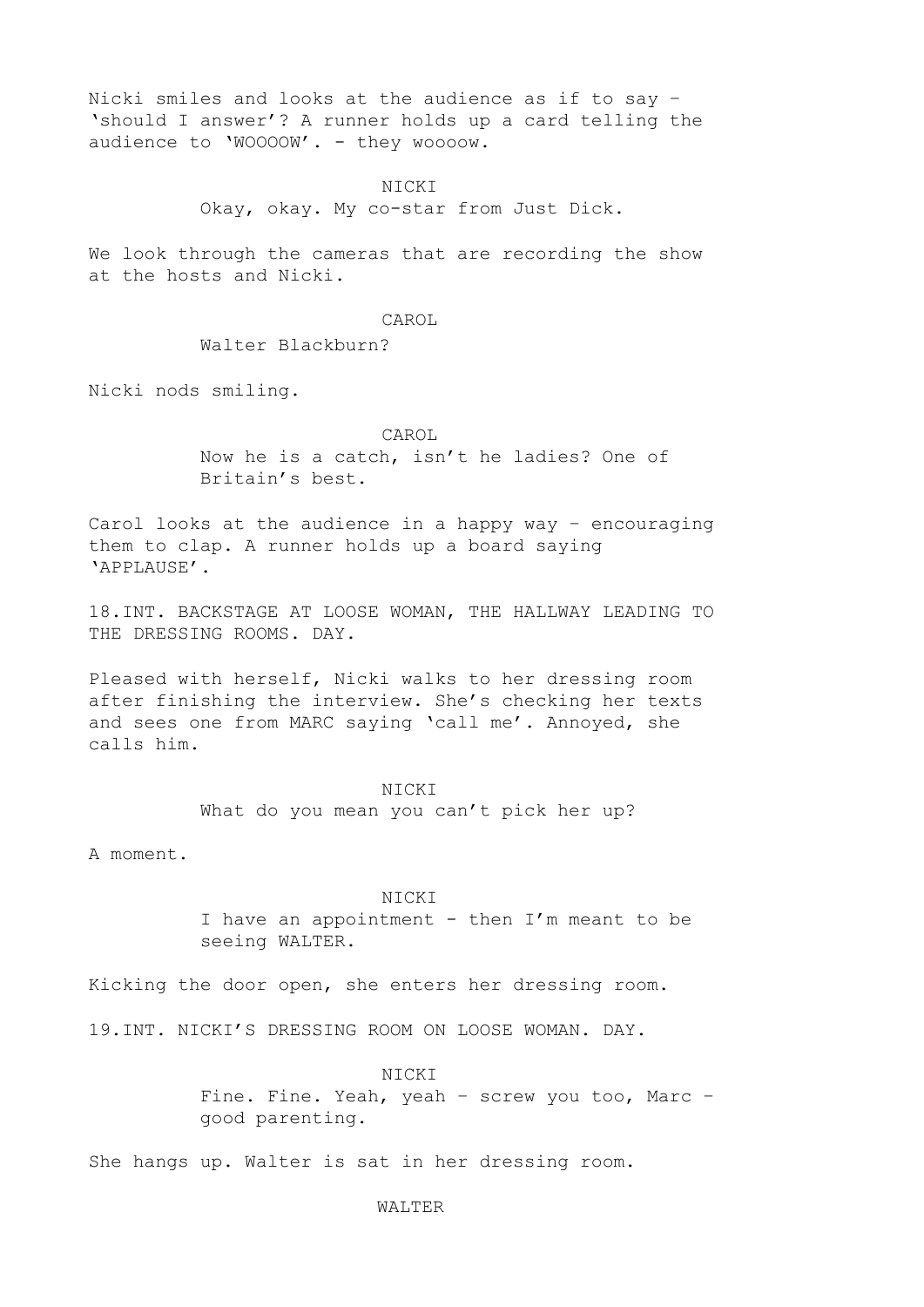Nicki smiles and looks at the audience as if to say – 'should I answer'? A runner holds up a card telling the audience to 'WOOOOW'. - they woooow.

NICKI
Okay, okay. My co-star from Just Dick.

We look through the cameras that are recording the show at the hosts and Nicki.

CAROL
Walter Blackburn?

Nicki nods smiling.

CAROL
Now he is a catch, isn't he ladies? One of Britain's best.

Carol looks at the audience in a happy way – encouraging them to clap. A runner holds up a board saying 'APPLAUSE'.

18.INT. BACKSTAGE AT LOOSE WOMAN, THE HALLWAY LEADING TO THE DRESSING ROOMS. DAY.

Pleased with herself, Nicki walks to her dressing room after finishing the interview. She's checking her texts and sees one from MARC saying 'call me'. Annoyed, she calls him.

NICKI
What do you mean you can't pick her up?

A moment.

NICKI
I have an appointment - then I'm meant to be seeing WALTER.

Kicking the door open, she enters her dressing room.

19.INT. NICKI'S DRESSING ROOM ON LOOSE WOMAN. DAY.

NICKI
Fine. Fine. Yeah, yeah – screw you too, Marc – good parenting.

She hangs up. Walter is sat in her dressing room.

WALTER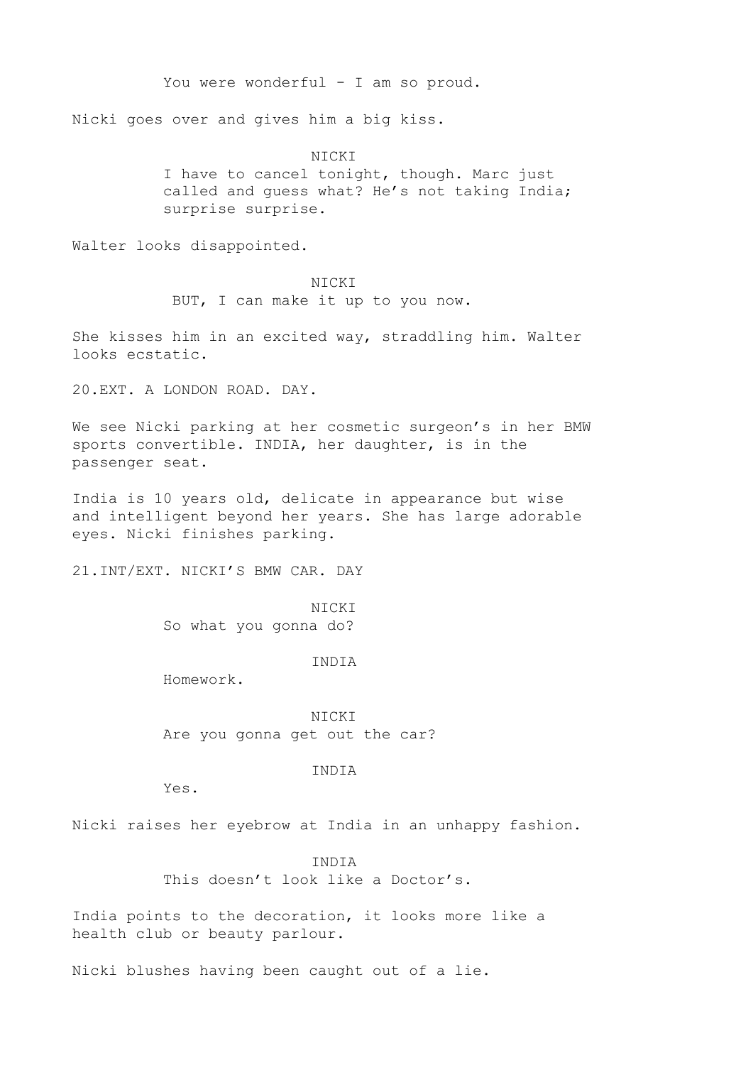You were wonderful - I am so proud.

Nicki goes over and gives him a big kiss.

NICKI

I have to cancel tonight, though. Marc just called and guess what? He's not taking India; surprise surprise.

Walter looks disappointed.

NICKI

BUT, I can make it up to you now.

She kisses him in an excited way, straddling him. Walter looks ecstatic.

20.EXT. A LONDON ROAD. DAY.

We see Nicki parking at her cosmetic surgeon's in her BMW sports convertible. INDIA, her daughter, is in the passenger seat.

India is 10 years old, delicate in appearance but wise and intelligent beyond her years. She has large adorable eyes. Nicki finishes parking.

21.INT/EXT. NICKI'S BMW CAR. DAY

NICKI

So what you gonna do?

INDIA

Homework.

NICKI

Are you gonna get out the car?

INDIA

Yes.

Nicki raises her eyebrow at India in an unhappy fashion.

INDIA

This doesn't look like a Doctor's.

India points to the decoration, it looks more like a health club or beauty parlour.

Nicki blushes having been caught out of a lie.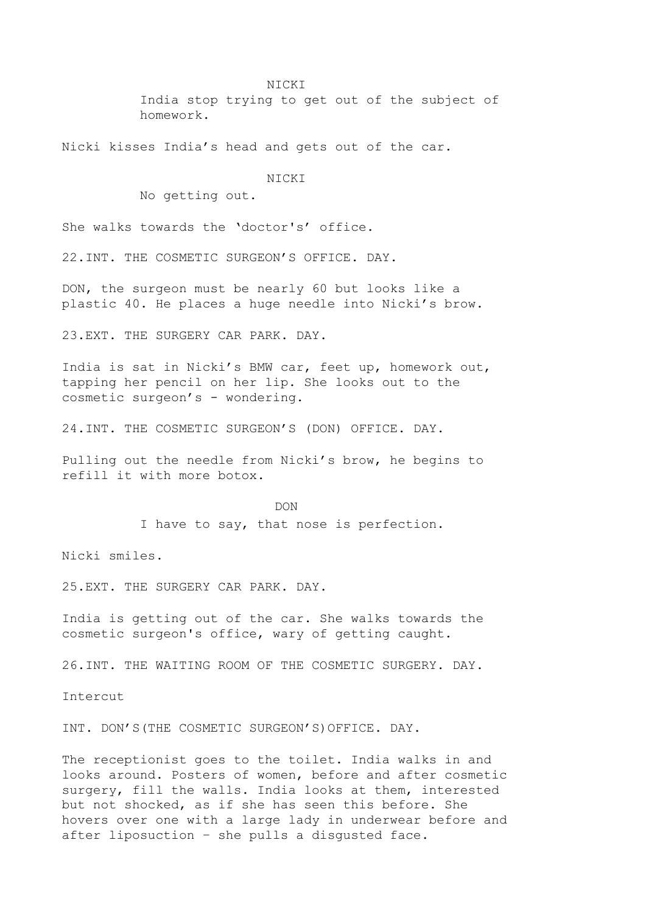NICKI

India stop trying to get out of the subject of homework.

Nicki kisses India's head and gets out of the car.

NICKI

No getting out.

She walks towards the 'doctor's' office.

22.INT. THE COSMETIC SURGEON'S OFFICE. DAY.

DON, the surgeon must be nearly 60 but looks like a plastic 40. He places a huge needle into Nicki's brow.

23.EXT. THE SURGERY CAR PARK. DAY.

India is sat in Nicki's BMW car, feet up, homework out, tapping her pencil on her lip. She looks out to the cosmetic surgeon's - wondering.

24.INT. THE COSMETIC SURGEON'S (DON) OFFICE. DAY.

Pulling out the needle from Nicki's brow, he begins to refill it with more botox.

DON

I have to say, that nose is perfection.

Nicki smiles.

25.EXT. THE SURGERY CAR PARK. DAY.

India is getting out of the car. She walks towards the cosmetic surgeon's office, wary of getting caught.

26.INT. THE WAITING ROOM OF THE COSMETIC SURGERY. DAY.

Intercut

INT. DON'S(THE COSMETIC SURGEON'S)OFFICE. DAY.

The receptionist goes to the toilet. India walks in and looks around. Posters of women, before and after cosmetic surgery, fill the walls. India looks at them, interested but not shocked, as if she has seen this before. She hovers over one with a large lady in underwear before and after liposuction – she pulls a disgusted face.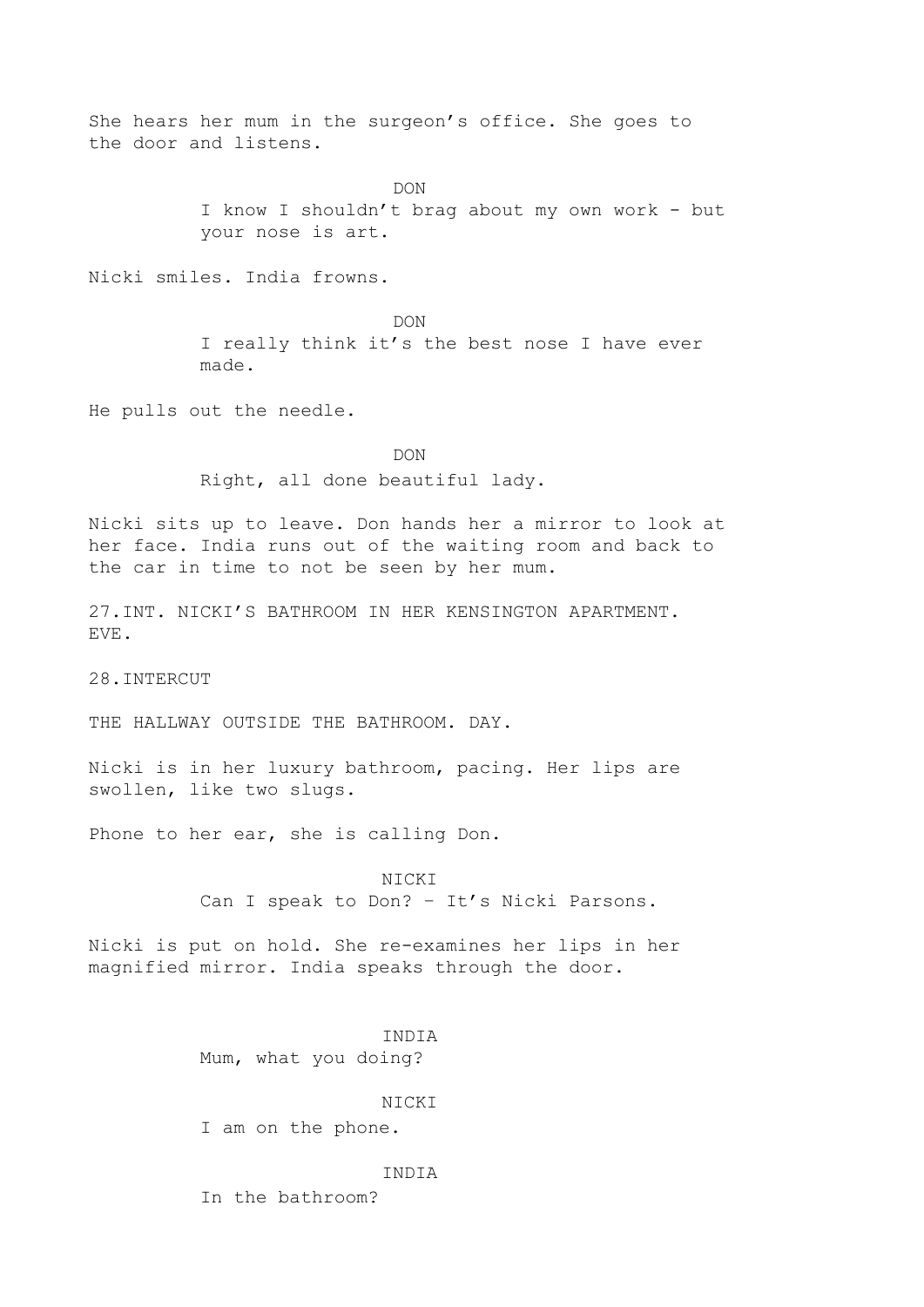She hears her mum in the surgeon's office. She goes to the door and listens.

DON

I know I shouldn't brag about my own work - but your nose is art.

Nicki smiles. India frowns.

DON

I really think it's the best nose I have ever made.

He pulls out the needle.

DON

Right, all done beautiful lady.

Nicki sits up to leave. Don hands her a mirror to look at her face. India runs out of the waiting room and back to the car in time to not be seen by her mum.

27.INT. NICKI'S BATHROOM IN HER KENSINGTON APARTMENT. EVE.

28.INTERCUT

THE HALLWAY OUTSIDE THE BATHROOM. DAY.

Nicki is in her luxury bathroom, pacing. Her lips are swollen, like two slugs.

Phone to her ear, she is calling Don.

NICKI

Can I speak to Don? – It's Nicki Parsons.

Nicki is put on hold. She re-examines her lips in her magnified mirror. India speaks through the door.

INDIA

Mum, what you doing?

NICKI

I am on the phone.

INDIA

In the bathroom?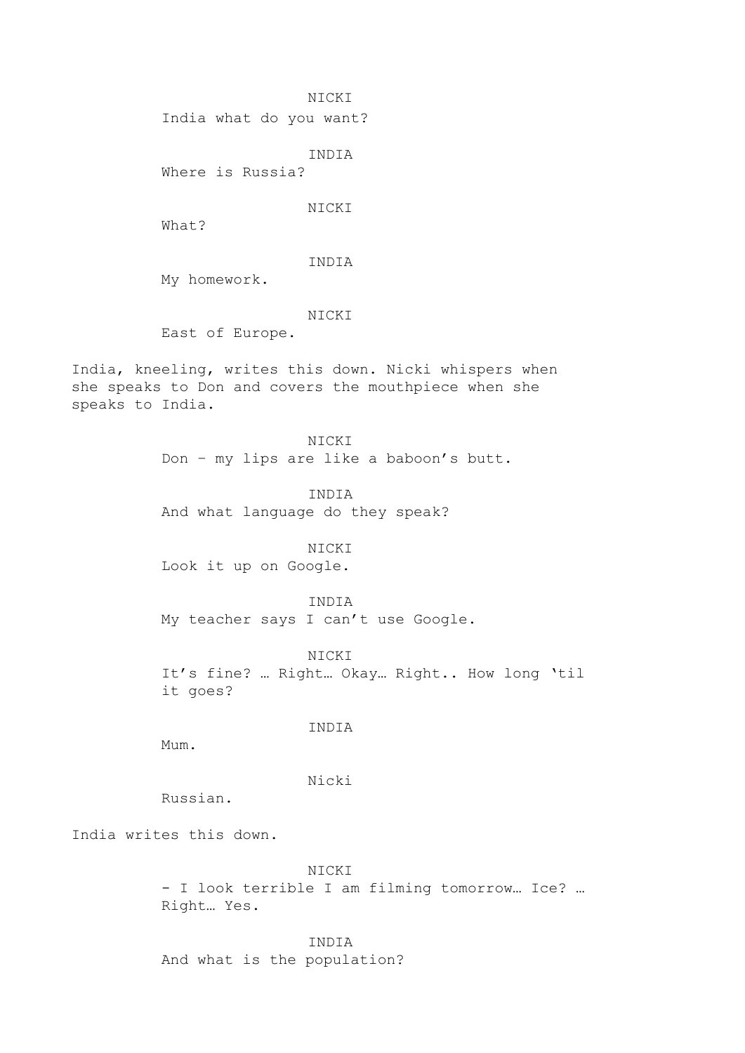NICKI

India what do you want?

INDIA

Where is Russia?

NICKI

What?

INDIA

My homework.

NICKI

East of Europe.

India, kneeling, writes this down. Nicki whispers when she speaks to Don and covers the mouthpiece when she speaks to India.

NICKI

Don – my lips are like a baboon's butt.

INDIA

And what language do they speak?

NICKI

Look it up on Google.

INDIA

My teacher says I can't use Google.

NICKI

It's fine? … Right… Okay… Right.. How long 'til it goes?

INDIA

Mum.

Nicki

Russian.

India writes this down.

NICKI

- I look terrible I am filming tomorrow… Ice? … Right… Yes.

INDIA

And what is the population?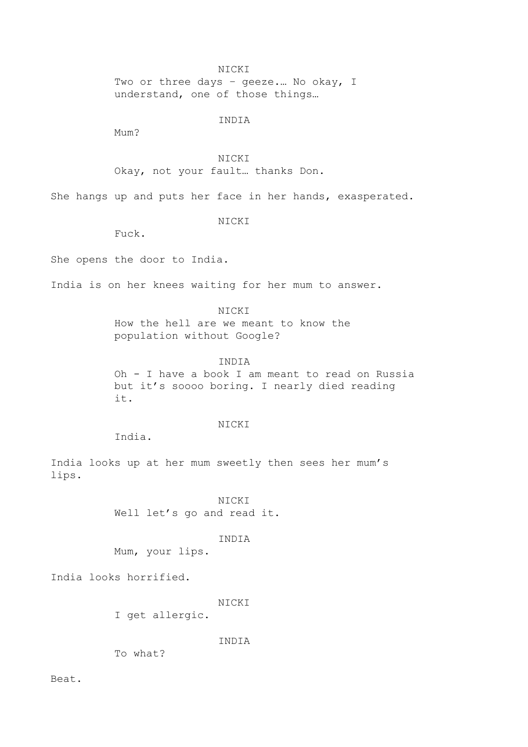NICKI

Two or three days – geeze.… No okay, I understand, one of those things…

INDIA

Mum?

NICKI

Okay, not your fault… thanks Don.

She hangs up and puts her face in her hands, exasperated.

NICKI

Fuck.

She opens the door to India.

India is on her knees waiting for her mum to answer.

NICKI

How the hell are we meant to know the population without Google?

INDIA

Oh - I have a book I am meant to read on Russia but it's soooo boring. I nearly died reading it.

NICKI

India.

India looks up at her mum sweetly then sees her mum's lips.

NICKI

Well let's go and read it.

INDIA

Mum, your lips.

India looks horrified.

NICKI

I get allergic.

INDIA

To what?

Beat.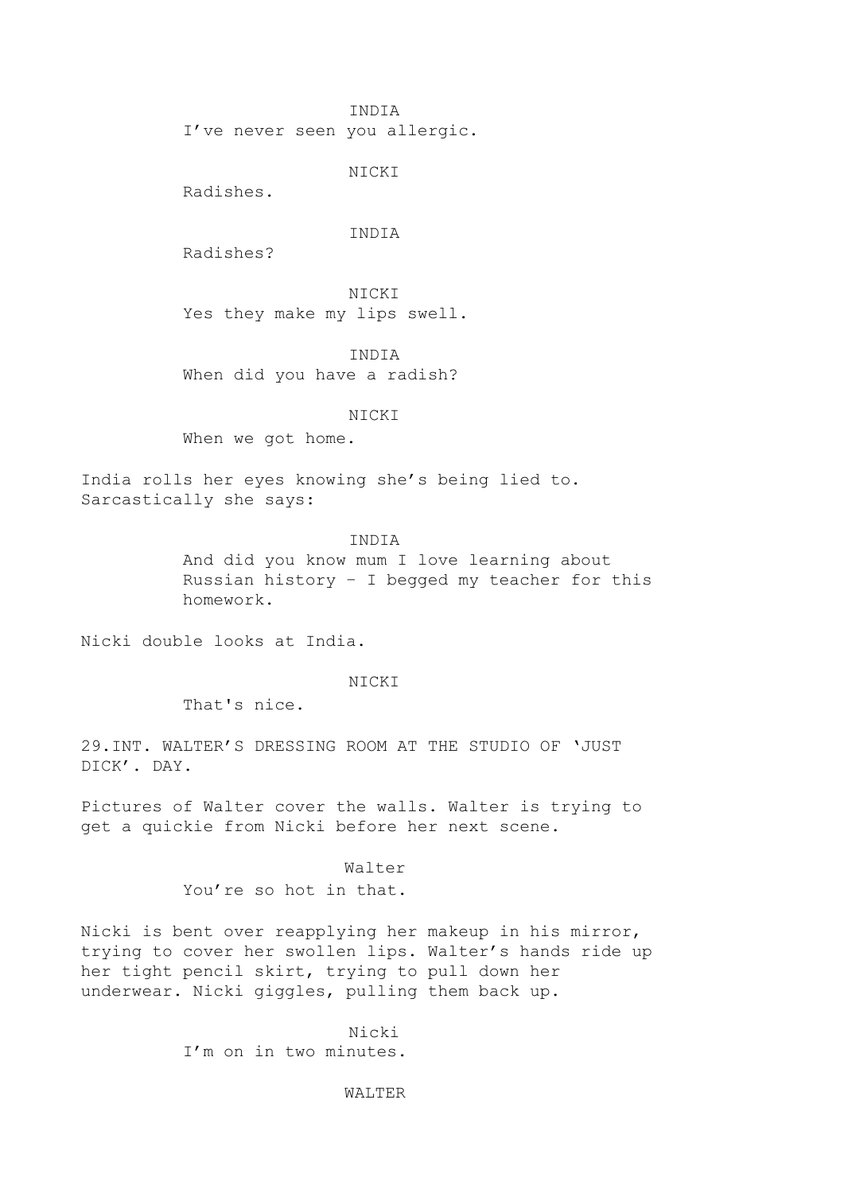INDIA
I've never seen you allergic.

NICKI
Radishes.

INDIA
Radishes?

NICKI
Yes they make my lips swell.

INDIA
When did you have a radish?

NICKI
When we got home.

India rolls her eyes knowing she's being lied to. Sarcastically she says:

INDIA
And did you know mum I love learning about Russian history - I begged my teacher for this homework.

Nicki double looks at India.

NICKI
That's nice.

29.INT. WALTER'S DRESSING ROOM AT THE STUDIO OF 'JUST DICK'. DAY.

Pictures of Walter cover the walls. Walter is trying to get a quickie from Nicki before her next scene.

Walter
You're so hot in that.

Nicki is bent over reapplying her makeup in his mirror, trying to cover her swollen lips. Walter's hands ride up her tight pencil skirt, trying to pull down her underwear. Nicki giggles, pulling them back up.

Nicki
I'm on in two minutes.

WALTER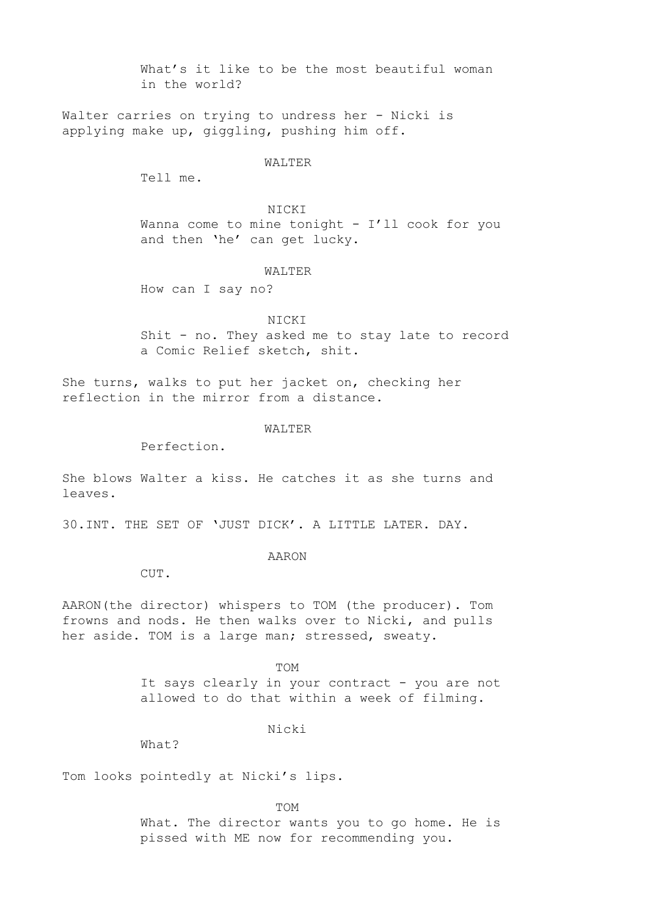What's it like to be the most beautiful woman in the world?

Walter carries on trying to undress her - Nicki is applying make up, giggling, pushing him off.

WALTER

Tell me.

NICKI

Wanna come to mine tonight - I'll cook for you and then 'he' can get lucky.

WALTER

How can I say no?

NICKI

Shit - no. They asked me to stay late to record a Comic Relief sketch, shit.

She turns, walks to put her jacket on, checking her reflection in the mirror from a distance.

WALTER

Perfection.

She blows Walter a kiss. He catches it as she turns and leaves.

30.INT. THE SET OF 'JUST DICK'. A LITTLE LATER. DAY.

AARON

CUT.

AARON(the director) whispers to TOM (the producer). Tom frowns and nods. He then walks over to Nicki, and pulls her aside. TOM is a large man; stressed, sweaty.

TOM

It says clearly in your contract - you are not allowed to do that within a week of filming.

Nicki

What?

Tom looks pointedly at Nicki's lips.

TOM

What. The director wants you to go home. He is pissed with ME now for recommending you.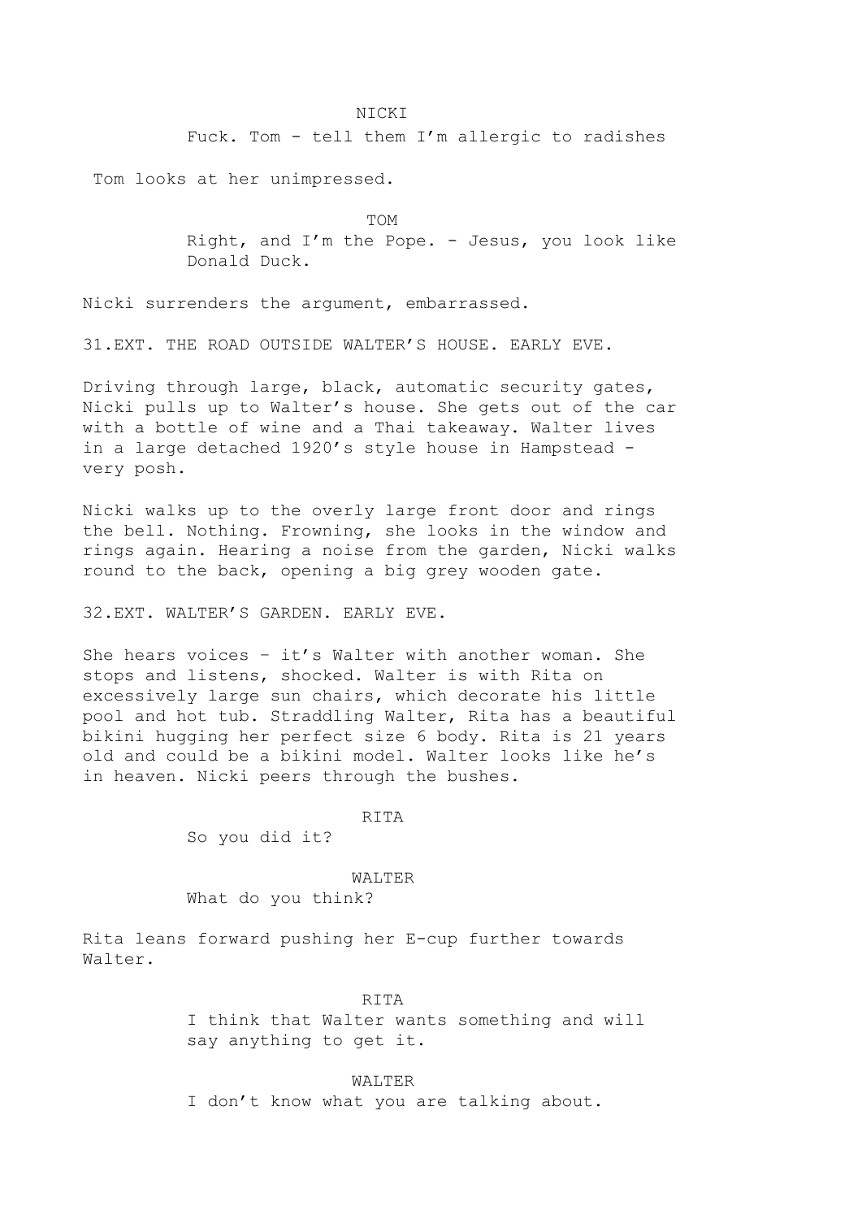NICKI

Fuck. Tom - tell them I'm allergic to radishes

Tom looks at her unimpressed.

TOM

Right, and I'm the Pope. - Jesus, you look like Donald Duck.

Nicki surrenders the argument, embarrassed.

31.EXT. THE ROAD OUTSIDE WALTER'S HOUSE. EARLY EVE.

Driving through large, black, automatic security gates, Nicki pulls up to Walter's house. She gets out of the car with a bottle of wine and a Thai takeaway. Walter lives in a large detached 1920's style house in Hampstead - very posh.

Nicki walks up to the overly large front door and rings the bell. Nothing. Frowning, she looks in the window and rings again. Hearing a noise from the garden, Nicki walks round to the back, opening a big grey wooden gate.

32.EXT. WALTER'S GARDEN. EARLY EVE.

She hears voices – it's Walter with another woman. She stops and listens, shocked. Walter is with Rita on excessively large sun chairs, which decorate his little pool and hot tub. Straddling Walter, Rita has a beautiful bikini hugging her perfect size 6 body. Rita is 21 years old and could be a bikini model. Walter looks like he's in heaven. Nicki peers through the bushes.

RITA

So you did it?

WALTER

What do you think?

Rita leans forward pushing her E-cup further towards Walter.

RITA

I think that Walter wants something and will say anything to get it.

WALTER

I don't know what you are talking about.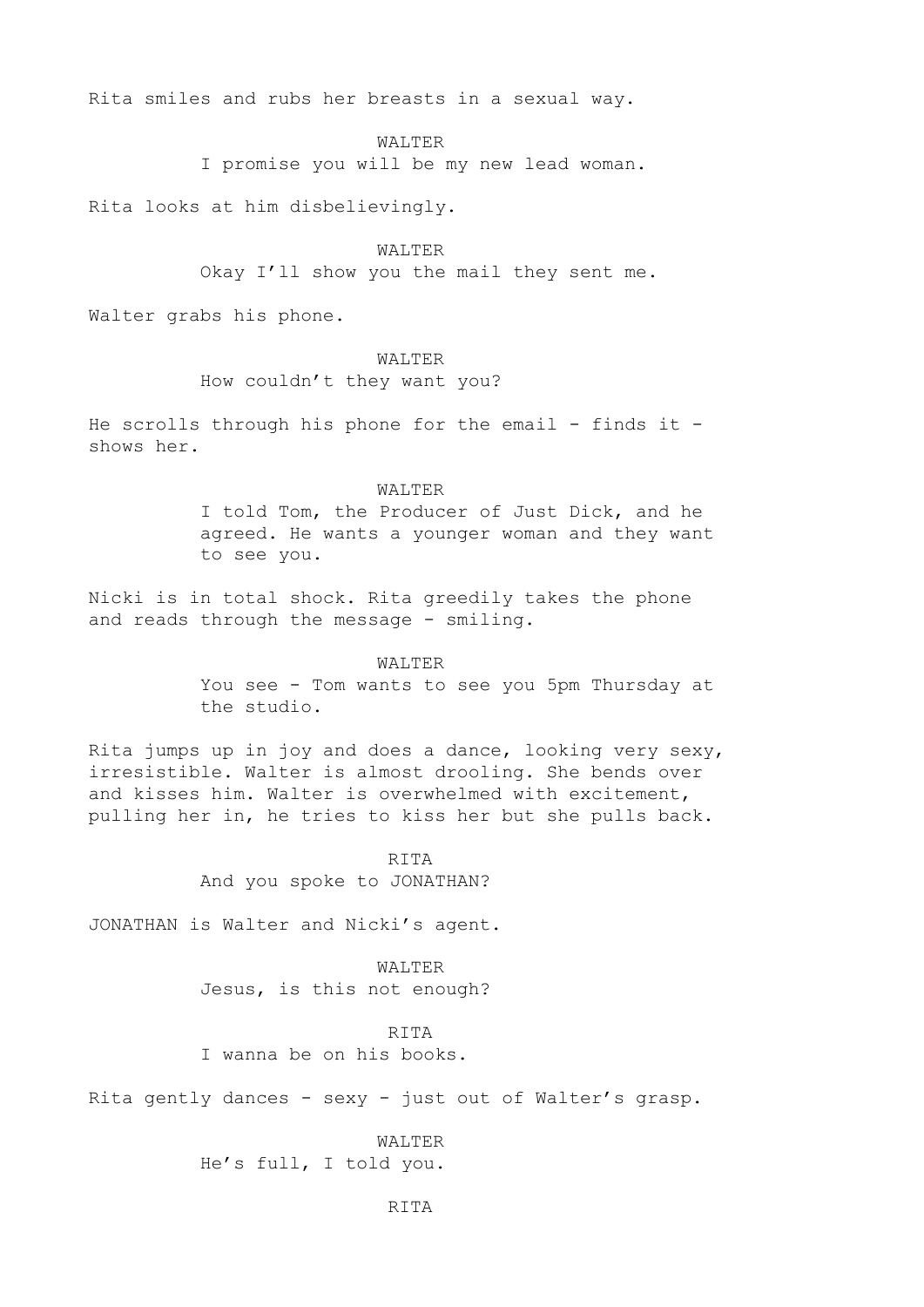Rita smiles and rubs her breasts in a sexual way.

WALTER
I promise you will be my new lead woman.

Rita looks at him disbelievingly.

WALTER
Okay I'll show you the mail they sent me.

Walter grabs his phone.

WALTER
How couldn't they want you?

He scrolls through his phone for the email - finds it - shows her.

WALTER
I told Tom, the Producer of Just Dick, and he agreed. He wants a younger woman and they want to see you.

Nicki is in total shock. Rita greedily takes the phone and reads through the message - smiling.

WALTER
You see - Tom wants to see you 5pm Thursday at the studio.

Rita jumps up in joy and does a dance, looking very sexy, irresistible. Walter is almost drooling. She bends over and kisses him. Walter is overwhelmed with excitement, pulling her in, he tries to kiss her but she pulls back.

RITA
And you spoke to JONATHAN?

JONATHAN is Walter and Nicki's agent.

WALTER
Jesus, is this not enough?

RITA
I wanna be on his books.

Rita gently dances - sexy - just out of Walter's grasp.

WALTER
He's full, I told you.

RITA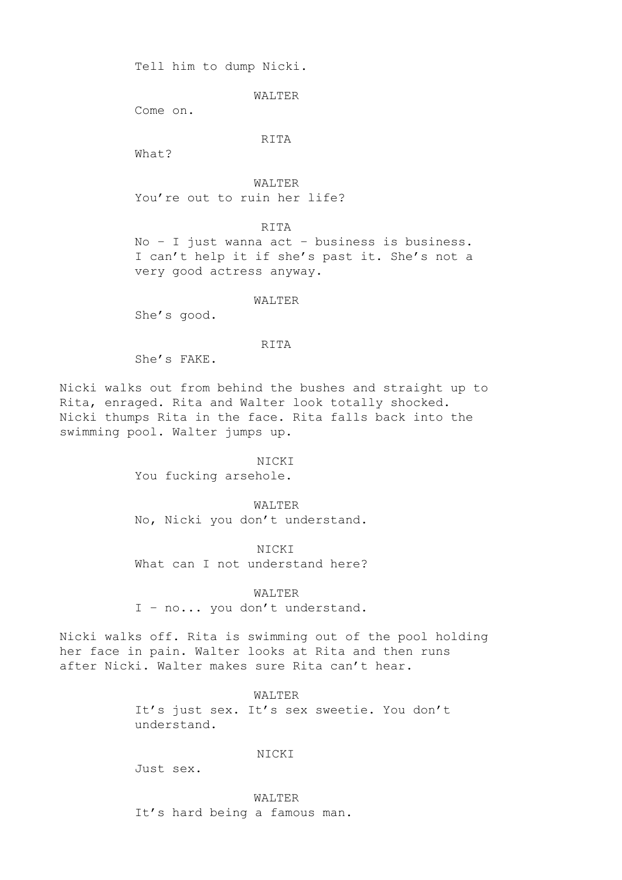Tell him to dump Nicki.

WALTER

Come on.

RITA

What?

WALTER

You're out to ruin her life?

RITA

No – I just wanna act – business is business. I can't help it if she's past it. She's not a very good actress anyway.

WALTER

She's good.

RITA

She's FAKE.

Nicki walks out from behind the bushes and straight up to Rita, enraged. Rita and Walter look totally shocked. Nicki thumps Rita in the face. Rita falls back into the swimming pool. Walter jumps up.

NICKI

You fucking arsehole.

WALTER

No, Nicki you don't understand.

NICKI

What can I not understand here?

WALTER

I – no... you don't understand.

Nicki walks off. Rita is swimming out of the pool holding her face in pain. Walter looks at Rita and then runs after Nicki. Walter makes sure Rita can't hear.

WALTER

It's just sex. It's sex sweetie. You don't understand.

NICKI

Just sex.

WALTER

It's hard being a famous man.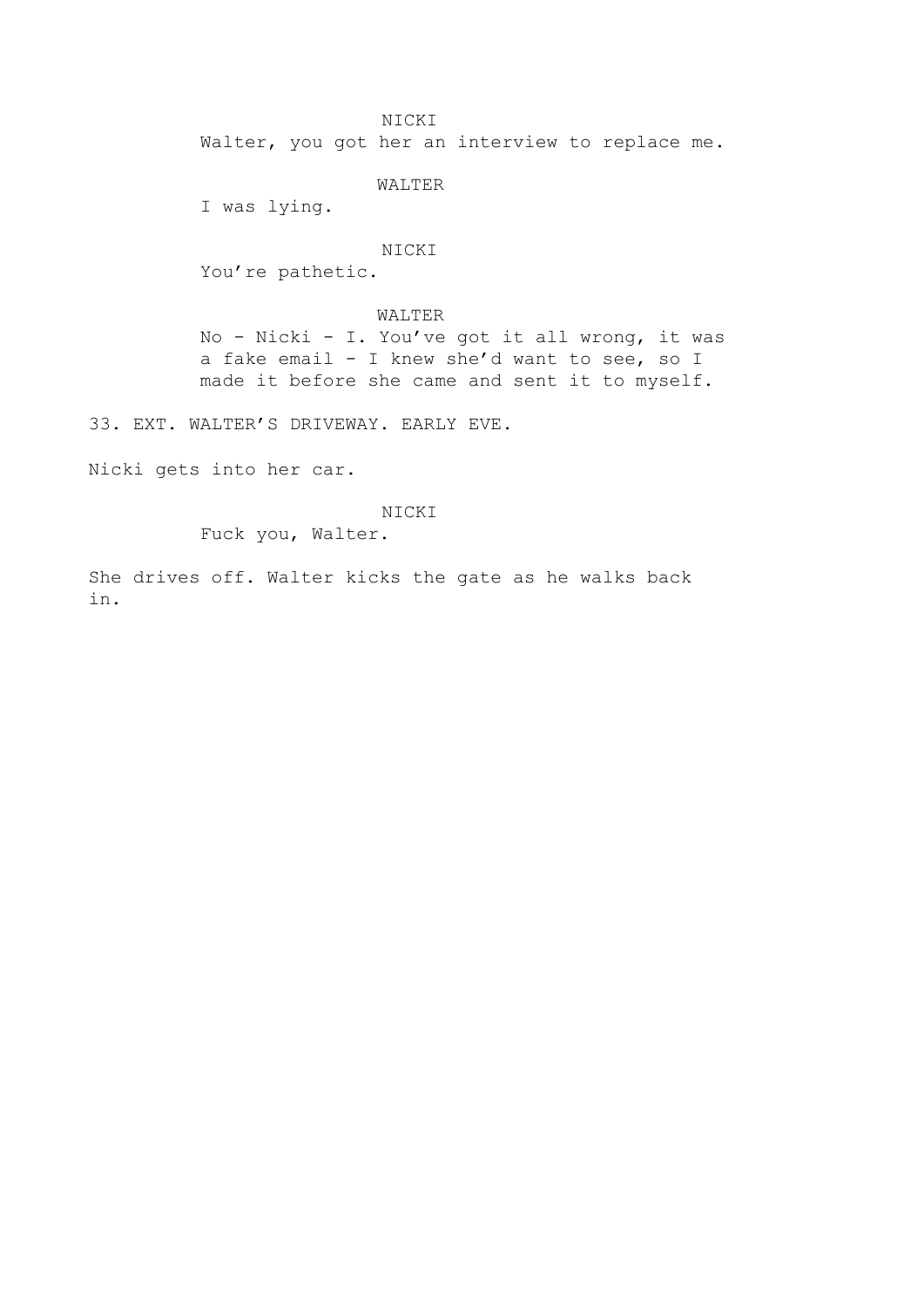NICKI

Walter, you got her an interview to replace me.

WALTER

I was lying.

NICKI

You're pathetic.

WALTER

No - Nicki - I. You've got it all wrong, it was a fake email - I knew she'd want to see, so I made it before she came and sent it to myself.

33. EXT. WALTER'S DRIVEWAY. EARLY EVE.

Nicki gets into her car.

NICKI

Fuck you, Walter.

She drives off. Walter kicks the gate as he walks back in.